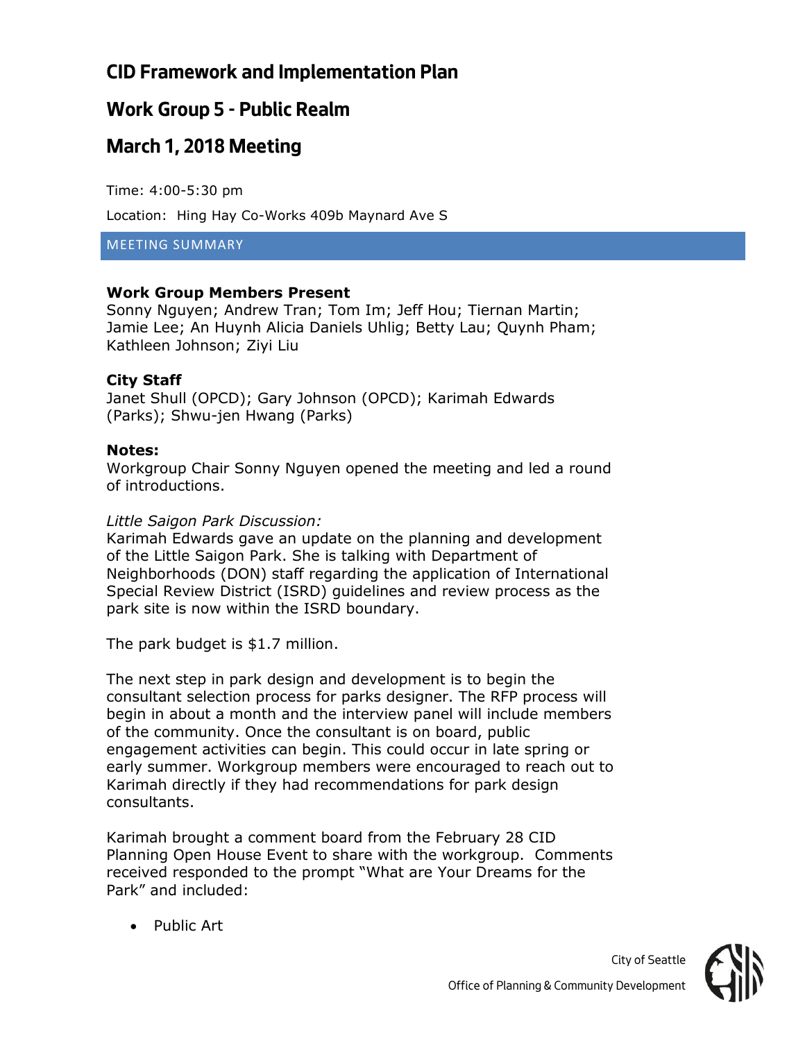# CID Framework and Implementation Plan

## Work Group 5 - Public Realm

## March 1, 2018 Meeting

Time: 4:00-5:30 pm

Location: Hing Hay Co-Works 409b Maynard Ave S

MEETING SUMMARY

**Work Group Members Present**
Sonny Nguyen; Andrew Tran; Tom Im; Jeff Hou; Tiernan Martin; Jamie Lee; An Huynh Alicia Daniels Uhlig; Betty Lau; Quynh Pham; Kathleen Johnson; Ziyi Liu

**City Staff**
Janet Shull (OPCD); Gary Johnson (OPCD); Karimah Edwards (Parks); Shwu-jen Hwang (Parks)

**Notes:**
Workgroup Chair Sonny Nguyen opened the meeting and led a round of introductions.

*Little Saigon Park Discussion:*
Karimah Edwards gave an update on the planning and development of the Little Saigon Park. She is talking with Department of Neighborhoods (DON) staff regarding the application of International Special Review District (ISRD) guidelines and review process as the park site is now within the ISRD boundary.

The park budget is $1.7 million.

The next step in park design and development is to begin the consultant selection process for parks designer. The RFP process will begin in about a month and the interview panel will include members of the community. Once the consultant is on board, public engagement activities can begin. This could occur in late spring or early summer. Workgroup members were encouraged to reach out to Karimah directly if they had recommendations for park design consultants.

Karimah brought a comment board from the February 28 CID Planning Open House Event to share with the workgroup. Comments received responded to the prompt "What are Your Dreams for the Park" and included:

- Public Art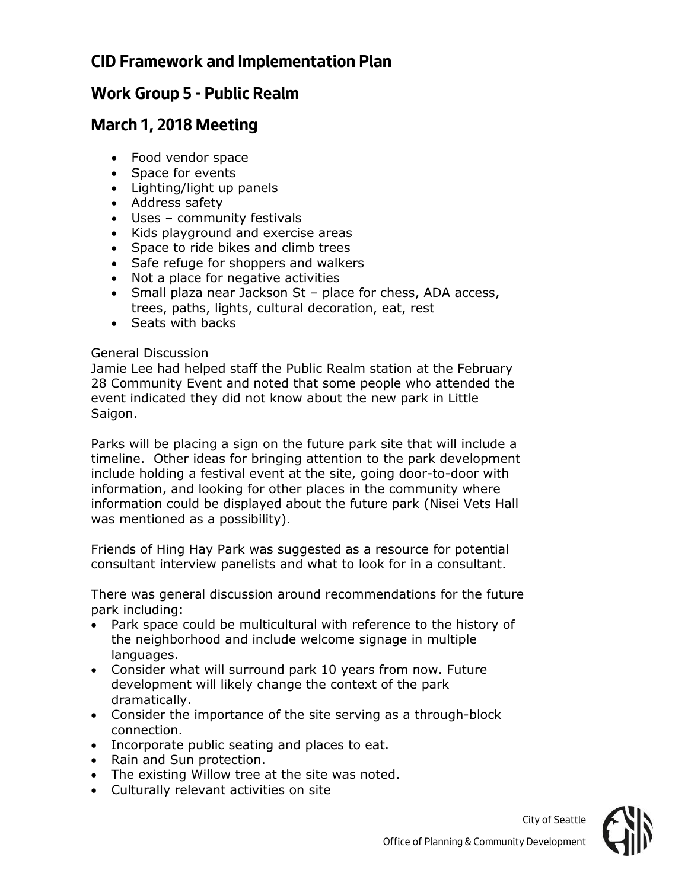## CID Framework and Implementation Plan

## Work Group 5 - Public Realm

## March 1, 2018 Meeting

- Food vendor space
- Space for events
- Lighting/light up panels
- Address safety
- Uses – community festivals
- Kids playground and exercise areas
- Space to ride bikes and climb trees
- Safe refuge for shoppers and walkers
- Not a place for negative activities
- Small plaza near Jackson St – place for chess, ADA access, trees, paths, lights, cultural decoration, eat, rest
- Seats with backs

General Discussion

Jamie Lee had helped staff the Public Realm station at the February 28 Community Event and noted that some people who attended the event indicated they did not know about the new park in Little Saigon.

Parks will be placing a sign on the future park site that will include a timeline. Other ideas for bringing attention to the park development include holding a festival event at the site, going door-to-door with information, and looking for other places in the community where information could be displayed about the future park (Nisei Vets Hall was mentioned as a possibility).

Friends of Hing Hay Park was suggested as a resource for potential consultant interview panelists and what to look for in a consultant.

There was general discussion around recommendations for the future park including:

- Park space could be multicultural with reference to the history of the neighborhood and include welcome signage in multiple languages.
- Consider what will surround park 10 years from now. Future development will likely change the context of the park dramatically.
- Consider the importance of the site serving as a through-block connection.
- Incorporate public seating and places to eat.
- Rain and Sun protection.
- The existing Willow tree at the site was noted.
- Culturally relevant activities on site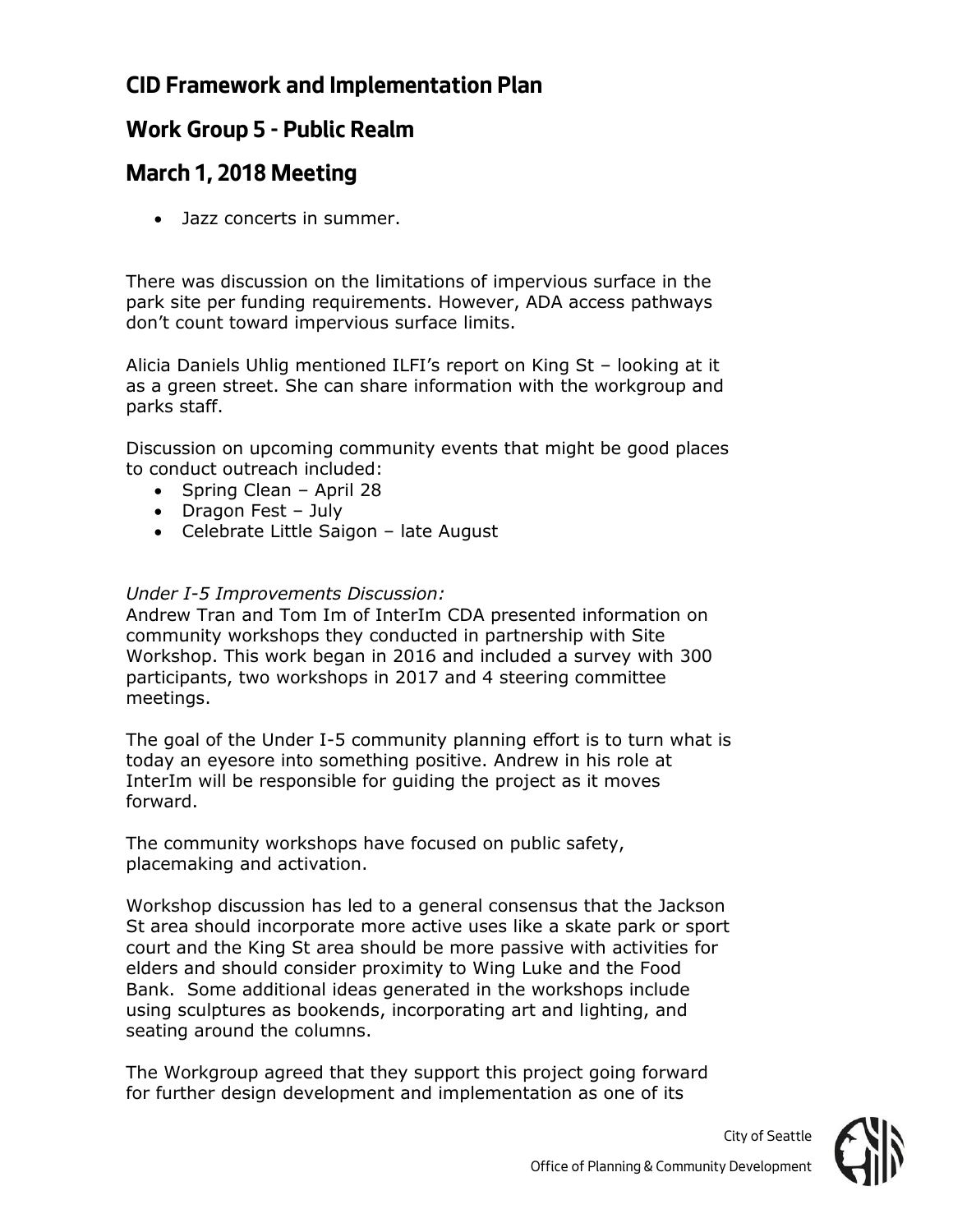# CID Framework and Implementation Plan

## Work Group 5 - Public Realm

## March 1, 2018 Meeting

- Jazz concerts in summer.

There was discussion on the limitations of impervious surface in the park site per funding requirements. However, ADA access pathways don't count toward impervious surface limits.

Alicia Daniels Uhlig mentioned ILFI's report on King St – looking at it as a green street. She can share information with the workgroup and parks staff.

Discussion on upcoming community events that might be good places to conduct outreach included:

- Spring Clean – April 28
- Dragon Fest – July
- Celebrate Little Saigon – late August

*Under I-5 Improvements Discussion:*
Andrew Tran and Tom Im of InterIm CDA presented information on community workshops they conducted in partnership with Site Workshop. This work began in 2016 and included a survey with 300 participants, two workshops in 2017 and 4 steering committee meetings.

The goal of the Under I-5 community planning effort is to turn what is today an eyesore into something positive. Andrew in his role at InterIm will be responsible for guiding the project as it moves forward.

The community workshops have focused on public safety, placemaking and activation.

Workshop discussion has led to a general consensus that the Jackson St area should incorporate more active uses like a skate park or sport court and the King St area should be more passive with activities for elders and should consider proximity to Wing Luke and the Food Bank. Some additional ideas generated in the workshops include using sculptures as bookends, incorporating art and lighting, and seating around the columns.

The Workgroup agreed that they support this project going forward for further design development and implementation as one of its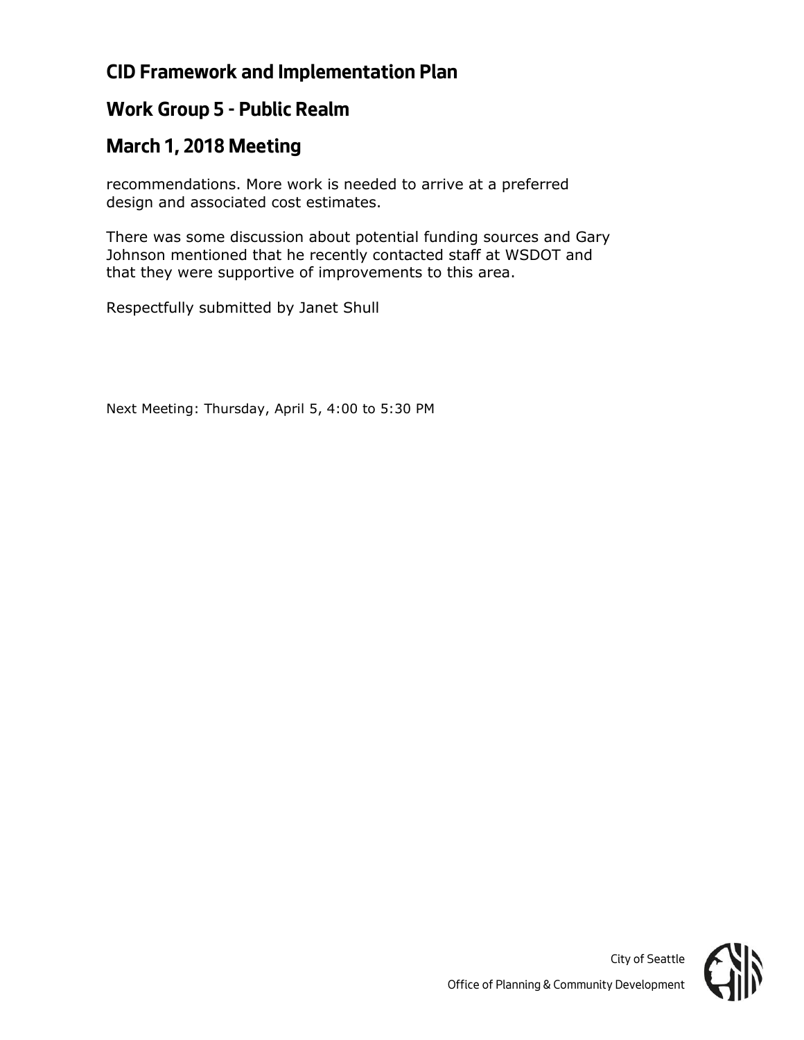recommendations. More work is needed to arrive at a preferred design and associated cost estimates.

There was some discussion about potential funding sources and Gary Johnson mentioned that he recently contacted staff at WSDOT and that they were supportive of improvements to this area.

Respectfully submitted by Janet Shull

Next Meeting: Thursday, April 5, 4:00 to 5:30 PM